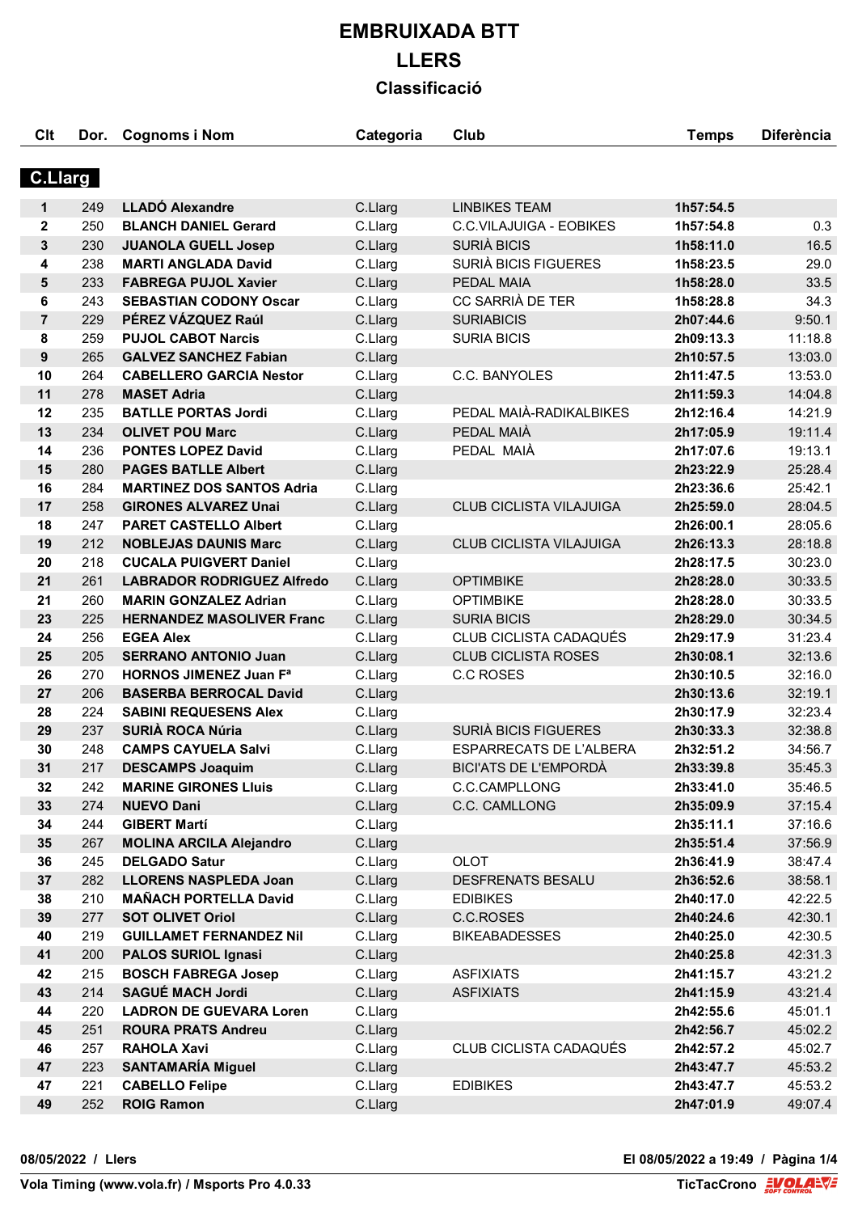# EMBRUIXADA BTT

# LLERS

## Classificació

## C.Llarg

| Clt | Dor. | Cognoms i Nom | Categoria | Club | Temps | Diferència |
|---|---|---|---|---|---|---|
| 1 | 249 | **LLADÓ Alexandre** | C.Llarg | LINBIKES TEAM | **1h57:54.5** | |
| 2 | 250 | **BLANCH DANIEL Gerard** | C.Llarg | C.C.VILAJUIGA - EOBIKES | **1h57:54.8** | 0.3 |
| 3 | 230 | **JUANOLA GUELL Josep** | C.Llarg | SURIÀ BICIS | **1h58:11.0** | 16.5 |
| 4 | 238 | **MARTI ANGLADA David** | C.Llarg | SURIÀ BICIS FIGUERES | **1h58:23.5** | 29.0 |
| 5 | 233 | **FABREGA PUJOL Xavier** | C.Llarg | PEDAL MAIA | **1h58:28.0** | 33.5 |
| 6 | 243 | **SEBASTIAN CODONY Oscar** | C.Llarg | CC SARRIÀ DE TER | **1h58:28.8** | 34.3 |
| 7 | 229 | **PÉREZ VÁZQUEZ Raúl** | C.Llarg | SURIABICIS | **2h07:44.6** | 9:50.1 |
| 8 | 259 | **PUJOL CABOT Narcis** | C.Llarg | SURIA BICIS | **2h09:13.3** | 11:18.8 |
| 9 | 265 | **GALVEZ SANCHEZ Fabian** | C.Llarg | | **2h10:57.5** | 13:03.0 |
| 10 | 264 | **CABELLERO GARCIA Nestor** | C.Llarg | C.C. BANYOLES | **2h11:47.5** | 13:53.0 |
| 11 | 278 | **MASET Adria** | C.Llarg | | **2h11:59.3** | 14:04.8 |
| 12 | 235 | **BATLLE PORTAS Jordi** | C.Llarg | PEDAL MAIÀ-RADIKALBIKES | **2h12:16.4** | 14:21.9 |
| 13 | 234 | **OLIVET POU Marc** | C.Llarg | PEDAL MAIÀ | **2h17:05.9** | 19:11.4 |
| 14 | 236 | **PONTES LOPEZ David** | C.Llarg | PEDAL MAIÀ | **2h17:07.6** | 19:13.1 |
| 15 | 280 | **PAGES BATLLE Albert** | C.Llarg | | **2h23:22.9** | 25:28.4 |
| 16 | 284 | **MARTINEZ DOS SANTOS Adria** | C.Llarg | | **2h23:36.6** | 25:42.1 |
| 17 | 258 | **GIRONES ALVAREZ Unai** | C.Llarg | CLUB CICLISTA VILAJUIGA | **2h25:59.0** | 28:04.5 |
| 18 | 247 | **PARET CASTELLO Albert** | C.Llarg | | **2h26:00.1** | 28:05.6 |
| 19 | 212 | **NOBLEJAS DAUNIS Marc** | C.Llarg | CLUB CICLISTA VILAJUIGA | **2h26:13.3** | 28:18.8 |
| 20 | 218 | **CUCALA PUIGVERT Daniel** | C.Llarg | | **2h28:17.5** | 30:23.0 |
| 21 | 261 | **LABRADOR RODRIGUEZ Alfredo** | C.Llarg | OPTIMBIKE | **2h28:28.0** | 30:33.5 |
| 21 | 260 | **MARIN GONZALEZ Adrian** | C.Llarg | OPTIMBIKE | **2h28:28.0** | 30:33.5 |
| 23 | 225 | **HERNANDEZ MASOLIVER Franc** | C.Llarg | SURIA BICIS | **2h28:29.0** | 30:34.5 |
| 24 | 256 | **EGEA Alex** | C.Llarg | CLUB CICLISTA CADAQUÉS | **2h29:17.9** | 31:23.4 |
| 25 | 205 | **SERRANO ANTONIO Juan** | C.Llarg | CLUB CICLISTA ROSES | **2h30:08.1** | 32:13.6 |
| 26 | 270 | **HORNOS JIMENEZ Juan Fª** | C.Llarg | C.C ROSES | **2h30:10.5** | 32:16.0 |
| 27 | 206 | **BASERBA BERROCAL David** | C.Llarg | | **2h30:13.6** | 32:19.1 |
| 28 | 224 | **SABINI REQUESENS Alex** | C.Llarg | | **2h30:17.9** | 32:23.4 |
| 29 | 237 | **SURIÀ ROCA Núria** | C.Llarg | SURIÀ BICIS FIGUERES | **2h30:33.3** | 32:38.8 |
| 30 | 248 | **CAMPS CAYUELA Salvi** | C.Llarg | ESPARRECATS DE L'ALBERA | **2h32:51.2** | 34:56.7 |
| 31 | 217 | **DESCAMPS Joaquim** | C.Llarg | BICI'ATS DE L'EMPORDÀ | **2h33:39.8** | 35:45.3 |
| 32 | 242 | **MARINE GIRONES Lluis** | C.Llarg | C.C.CAMPLLONG | **2h33:41.0** | 35:46.5 |
| 33 | 274 | **NUEVO Dani** | C.Llarg | C.C. CAMLLONG | **2h35:09.9** | 37:15.4 |
| 34 | 244 | **GIBERT Martí** | C.Llarg | | **2h35:11.1** | 37:16.6 |
| 35 | 267 | **MOLINA ARCILA Alejandro** | C.Llarg | | **2h35:51.4** | 37:56.9 |
| 36 | 245 | **DELGADO Satur** | C.Llarg | OLOT | **2h36:41.9** | 38:47.4 |
| 37 | 282 | **LLORENS NASPLEDA Joan** | C.Llarg | DESFRENATS BESALU | **2h36:52.6** | 38:58.1 |
| 38 | 210 | **MAÑACH PORTELLA David** | C.Llarg | EDIBIKES | **2h40:17.0** | 42:22.5 |
| 39 | 277 | **SOT OLIVET Oriol** | C.Llarg | C.C.ROSES | **2h40:24.6** | 42:30.1 |
| 40 | 219 | **GUILLAMET FERNANDEZ Nil** | C.Llarg | BIKEABADESSES | **2h40:25.0** | 42:30.5 |
| 41 | 200 | **PALOS SURIOL Ignasi** | C.Llarg | | **2h40:25.8** | 42:31.3 |
| 42 | 215 | **BOSCH FABREGA Josep** | C.Llarg | ASFIXIATS | **2h41:15.7** | 43:21.2 |
| 43 | 214 | **SAGUÉ MACH Jordi** | C.Llarg | ASFIXIATS | **2h41:15.9** | 43:21.4 |
| 44 | 220 | **LADRON DE GUEVARA Loren** | C.Llarg | | **2h42:55.6** | 45:01.1 |
| 45 | 251 | **ROURA PRATS Andreu** | C.Llarg | | **2h42:56.7** | 45:02.2 |
| 46 | 257 | **RAHOLA Xavi** | C.Llarg | CLUB CICLISTA CADAQUÉS | **2h42:57.2** | 45:02.7 |
| 47 | 223 | **SANTAMARÍA Miguel** | C.Llarg | | **2h43:47.7** | 45:53.2 |
| 47 | 221 | **CABELLO Felipe** | C.Llarg | EDIBIKES | **2h43:47.7** | 45:53.2 |
| 49 | 252 | **ROIG Ramon** | C.Llarg | | **2h47:01.9** | 49:07.4 |

**08/05/2022 / Llers** — **El 08/05/2022 a 19:49**

**Vola Timing (www.vola.fr) / Msports Pro 4.0.33** — **TicTacCrono**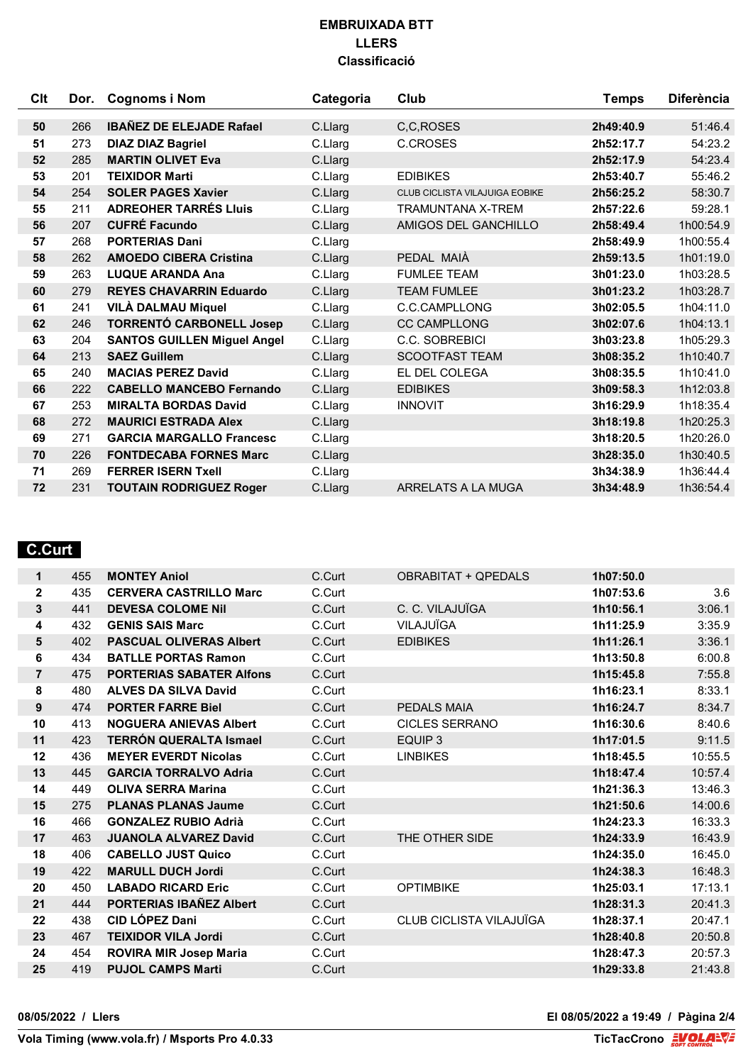# EMBRUIXADA BTT
## LLERS
### Classificació

| Clt | Dor. | Cognoms i Nom | Categoria | Club | Temps | Diferència |
|---|---|---|---|---|---|---|
| **50** | 266 | **IBAÑEZ DE ELEJADE Rafael** | C.Llarg | C,C,ROSES | **2h49:40.9** | 51:46.4 |
| **51** | 273 | **DIAZ DIAZ Bagriel** | C.Llarg | C.CROSES | **2h52:17.7** | 54:23.2 |
| **52** | 285 | **MARTIN OLIVET Eva** | C.Llarg | | **2h52:17.9** | 54:23.4 |
| **53** | 201 | **TEIXIDOR Marti** | C.Llarg | EDIBIKES | **2h53:40.7** | 55:46.2 |
| **54** | 254 | **SOLER PAGES Xavier** | C.Llarg | CLUB CICLISTA VILAJUIGA EOBIKE | **2h56:25.2** | 58:30.7 |
| **55** | 211 | **ADREOHER TARRÉS Lluis** | C.Llarg | TRAMUNTANA X-TREM | **2h57:22.6** | 59:28.1 |
| **56** | 207 | **CUFRÉ Facundo** | C.Llarg | AMIGOS DEL GANCHILLO | **2h58:49.4** | 1h00:54.9 |
| **57** | 268 | **PORTERIAS Dani** | C.Llarg | | **2h58:49.9** | 1h00:55.4 |
| **58** | 262 | **AMOEDO CIBERA Cristina** | C.Llarg | PEDAL MAIÀ | **2h59:13.5** | 1h01:19.0 |
| **59** | 263 | **LUQUE ARANDA Ana** | C.Llarg | FUMLEE TEAM | **3h01:23.0** | 1h03:28.5 |
| **60** | 279 | **REYES CHAVARRIN Eduardo** | C.Llarg | TEAM FUMLEE | **3h01:23.2** | 1h03:28.7 |
| **61** | 241 | **VILÀ DALMAU Miquel** | C.Llarg | C.C.CAMPLLONG | **3h02:05.5** | 1h04:11.0 |
| **62** | 246 | **TORRENTÓ CARBONELL Josep** | C.Llarg | CC CAMPLLONG | **3h02:07.6** | 1h04:13.1 |
| **63** | 204 | **SANTOS GUILLEN Miguel Angel** | C.Llarg | C.C. SOBREBICI | **3h03:23.8** | 1h05:29.3 |
| **64** | 213 | **SAEZ Guillem** | C.Llarg | SCOOTFAST TEAM | **3h08:35.2** | 1h10:40.7 |
| **65** | 240 | **MACIAS PEREZ David** | C.Llarg | EL DEL COLEGA | **3h08:35.5** | 1h10:41.0 |
| **66** | 222 | **CABELLO MANCEBO Fernando** | C.Llarg | EDIBIKES | **3h09:58.3** | 1h12:03.8 |
| **67** | 253 | **MIRALTA BORDAS David** | C.Llarg | INNOVIT | **3h16:29.9** | 1h18:35.4 |
| **68** | 272 | **MAURICI ESTRADA Alex** | C.Llarg | | **3h18:19.8** | 1h20:25.3 |
| **69** | 271 | **GARCIA MARGALLO Francesc** | C.Llarg | | **3h18:20.5** | 1h20:26.0 |
| **70** | 226 | **FONTDECABA FORNES Marc** | C.Llarg | | **3h28:35.0** | 1h30:40.5 |
| **71** | 269 | **FERRER ISERN Txell** | C.Llarg | | **3h34:38.9** | 1h36:44.4 |
| **72** | 231 | **TOUTAIN RODRIGUEZ Roger** | C.Llarg | ARRELATS A LA MUGA | **3h34:48.9** | 1h36:54.4 |

## C.Curt

| Clt | Dor. | Cognoms i Nom | Categoria | Club | Temps | Diferència |
|---|---|---|---|---|---|---|
| **1** | 455 | **MONTEY Aniol** | C.Curt | OBRABITAT + QPEDALS | **1h07:50.0** | |
| **2** | 435 | **CERVERA CASTRILLO Marc** | C.Curt | | **1h07:53.6** | 3.6 |
| **3** | 441 | **DEVESA COLOME Nil** | C.Curt | C. C. VILAJUÏGA | **1h10:56.1** | 3:06.1 |
| **4** | 432 | **GENIS SAIS Marc** | C.Curt | VILAJUÏGA | **1h11:25.9** | 3:35.9 |
| **5** | 402 | **PASCUAL OLIVERAS Albert** | C.Curt | EDIBIKES | **1h11:26.1** | 3:36.1 |
| **6** | 434 | **BATLLE PORTAS Ramon** | C.Curt | | **1h13:50.8** | 6:00.8 |
| **7** | 475 | **PORTERIAS SABATER Alfons** | C.Curt | | **1h15:45.8** | 7:55.8 |
| **8** | 480 | **ALVES DA SILVA David** | C.Curt | | **1h16:23.1** | 8:33.1 |
| **9** | 474 | **PORTER FARRE Biel** | C.Curt | PEDALS MAIA | **1h16:24.7** | 8:34.7 |
| **10** | 413 | **NOGUERA ANIEVAS Albert** | C.Curt | CICLES SERRANO | **1h16:30.6** | 8:40.6 |
| **11** | 423 | **TERRÓN QUERALTA Ismael** | C.Curt | EQUIP 3 | **1h17:01.5** | 9:11.5 |
| **12** | 436 | **MEYER EVERDT Nicolas** | C.Curt | LINBIKES | **1h18:45.5** | 10:55.5 |
| **13** | 445 | **GARCIA TORRALVO Adria** | C.Curt | | **1h18:47.4** | 10:57.4 |
| **14** | 449 | **OLIVA SERRA Marina** | C.Curt | | **1h21:36.3** | 13:46.3 |
| **15** | 275 | **PLANAS PLANAS Jaume** | C.Curt | | **1h21:50.6** | 14:00.6 |
| **16** | 466 | **GONZALEZ RUBIO Adrià** | C.Curt | | **1h24:23.3** | 16:33.3 |
| **17** | 463 | **JUANOLA ALVAREZ David** | C.Curt | THE OTHER SIDE | **1h24:33.9** | 16:43.9 |
| **18** | 406 | **CABELLO JUST Quico** | C.Curt | | **1h24:35.0** | 16:45.0 |
| **19** | 422 | **MARULL DUCH Jordi** | C.Curt | | **1h24:38.3** | 16:48.3 |
| **20** | 450 | **LABADO RICARD Eric** | C.Curt | OPTIMBIKE | **1h25:03.1** | 17:13.1 |
| **21** | 444 | **PORTERIAS IBAÑEZ Albert** | C.Curt | | **1h28:31.3** | 20:41.3 |
| **22** | 438 | **CID LÓPEZ Dani** | C.Curt | CLUB CICLISTA VILAJUÏGA | **1h28:37.1** | 20:47.1 |
| **23** | 467 | **TEIXIDOR VILA Jordi** | C.Curt | | **1h28:40.8** | 20:50.8 |
| **24** | 454 | **ROVIRA MIR Josep Maria** | C.Curt | | **1h28:47.3** | 20:57.3 |
| **25** | 419 | **PUJOL CAMPS Marti** | C.Curt | | **1h29:33.8** | 21:43.8 |

**08/05/2022 / Llers** — **El 08/05/2022 a 19:49**

**Vola Timing (www.vola.fr) / Msports Pro 4.0.33** — **TicTacCrono**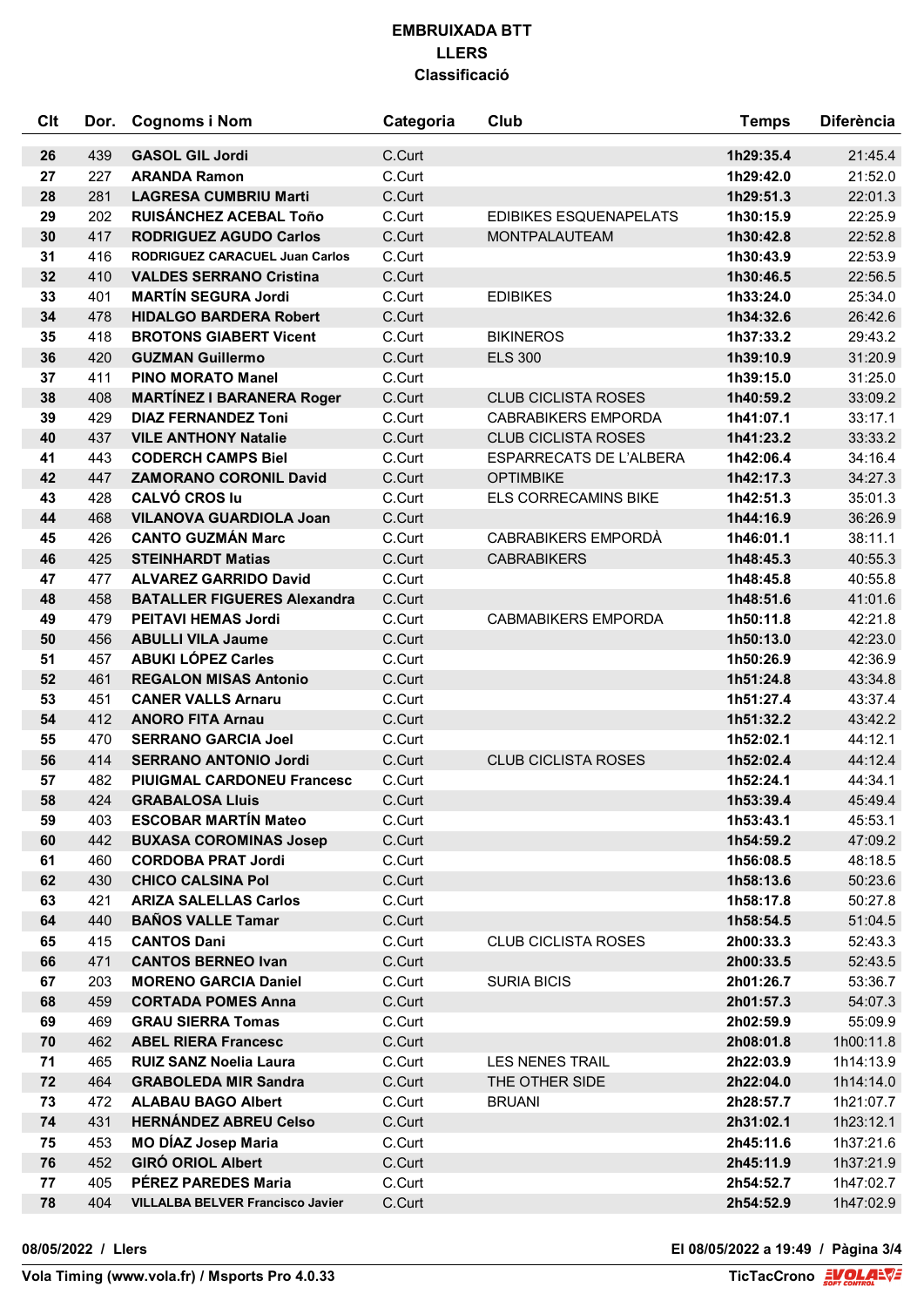# EMBRUIXADA BTT
## LLERS
### Classificació

| Clt | Dor. | Cognoms i Nom | Categoria | Club | Temps | Diferència |
|---|---|---|---|---|---|---|
| 26 | 439 | GASOL GIL Jordi | C.Curt | | 1h29:35.4 | 21:45.4 |
| 27 | 227 | ARANDA Ramon | C.Curt | | 1h29:42.0 | 21:52.0 |
| 28 | 281 | LAGRESA CUMBRIU Marti | C.Curt | | 1h29:51.3 | 22:01.3 |
| 29 | 202 | RUISÁNCHEZ ACEBAL Toño | C.Curt | EDIBIKES ESQUENAPELATS | 1h30:15.9 | 22:25.9 |
| 30 | 417 | RODRIGUEZ AGUDO Carlos | C.Curt | MONTPALAUTEAM | 1h30:42.8 | 22:52.8 |
| 31 | 416 | RODRIGUEZ CARACUEL Juan Carlos | C.Curt | | 1h30:43.9 | 22:53.9 |
| 32 | 410 | VALDES SERRANO Cristina | C.Curt | | 1h30:46.5 | 22:56.5 |
| 33 | 401 | MARTÍN SEGURA Jordi | C.Curt | EDIBIKES | 1h33:24.0 | 25:34.0 |
| 34 | 478 | HIDALGO BARDERA Robert | C.Curt | | 1h34:32.6 | 26:42.6 |
| 35 | 418 | BROTONS GIABERT Vicent | C.Curt | BIKINEROS | 1h37:33.2 | 29:43.2 |
| 36 | 420 | GUZMAN Guillermo | C.Curt | ELS 300 | 1h39:10.9 | 31:20.9 |
| 37 | 411 | PINO MORATO Manel | C.Curt | | 1h39:15.0 | 31:25.0 |
| 38 | 408 | MARTÍNEZ I BARANERA Roger | C.Curt | CLUB CICLISTA ROSES | 1h40:59.2 | 33:09.2 |
| 39 | 429 | DIAZ FERNANDEZ Toni | C.Curt | CABRABIKERS EMPORDA | 1h41:07.1 | 33:17.1 |
| 40 | 437 | VILE ANTHONY Natalie | C.Curt | CLUB CICLISTA ROSES | 1h41:23.2 | 33:33.2 |
| 41 | 443 | CODERCH CAMPS Biel | C.Curt | ESPARRECATS DE L'ALBERA | 1h42:06.4 | 34:16.4 |
| 42 | 447 | ZAMORANO CORONIL David | C.Curt | OPTIMBIKE | 1h42:17.3 | 34:27.3 |
| 43 | 428 | CALVÓ CROS Iu | C.Curt | ELS CORRECAMINS BIKE | 1h42:51.3 | 35:01.3 |
| 44 | 468 | VILANOVA GUARDIOLA Joan | C.Curt | | 1h44:16.9 | 36:26.9 |
| 45 | 426 | CANTO GUZMÁN Marc | C.Curt | CABRABIKERS EMPORDÀ | 1h46:01.1 | 38:11.1 |
| 46 | 425 | STEINHARDT Matias | C.Curt | CABRABIKERS | 1h48:45.3 | 40:55.3 |
| 47 | 477 | ALVAREZ GARRIDO David | C.Curt | | 1h48:45.8 | 40:55.8 |
| 48 | 458 | BATALLER FIGUERES Alexandra | C.Curt | | 1h48:51.6 | 41:01.6 |
| 49 | 479 | PEITAVI HEMAS Jordi | C.Curt | CABMABIKERS EMPORDA | 1h50:11.8 | 42:21.8 |
| 50 | 456 | ABULLI VILA Jaume | C.Curt | | 1h50:13.0 | 42:23.0 |
| 51 | 457 | ABUKI LÓPEZ Carles | C.Curt | | 1h50:26.9 | 42:36.9 |
| 52 | 461 | REGALON MISAS Antonio | C.Curt | | 1h51:24.8 | 43:34.8 |
| 53 | 451 | CANER VALLS Arnaru | C.Curt | | 1h51:27.4 | 43:37.4 |
| 54 | 412 | ANORO FITA Arnau | C.Curt | | 1h51:32.2 | 43:42.2 |
| 55 | 470 | SERRANO GARCIA Joel | C.Curt | | 1h52:02.1 | 44:12.1 |
| 56 | 414 | SERRANO ANTONIO Jordi | C.Curt | CLUB CICLISTA ROSES | 1h52:02.4 | 44:12.4 |
| 57 | 482 | PIUIGMAL CARDONEU Francesc | C.Curt | | 1h52:24.1 | 44:34.1 |
| 58 | 424 | GRABALOSA Lluis | C.Curt | | 1h53:39.4 | 45:49.4 |
| 59 | 403 | ESCOBAR MARTÍN Mateo | C.Curt | | 1h53:43.1 | 45:53.1 |
| 60 | 442 | BUXASA COROMINAS Josep | C.Curt | | 1h54:59.2 | 47:09.2 |
| 61 | 460 | CORDOBA PRAT Jordi | C.Curt | | 1h56:08.5 | 48:18.5 |
| 62 | 430 | CHICO CALSINA Pol | C.Curt | | 1h58:13.6 | 50:23.6 |
| 63 | 421 | ARIZA SALELLAS Carlos | C.Curt | | 1h58:17.8 | 50:27.8 |
| 64 | 440 | BAÑOS VALLE Tamar | C.Curt | | 1h58:54.5 | 51:04.5 |
| 65 | 415 | CANTOS Dani | C.Curt | CLUB CICLISTA ROSES | 2h00:33.3 | 52:43.3 |
| 66 | 471 | CANTOS BERNEO Ivan | C.Curt | | 2h00:33.5 | 52:43.5 |
| 67 | 203 | MORENO GARCIA Daniel | C.Curt | SURIA BICIS | 2h01:26.7 | 53:36.7 |
| 68 | 459 | CORTADA POMES Anna | C.Curt | | 2h01:57.3 | 54:07.3 |
| 69 | 469 | GRAU SIERRA Tomas | C.Curt | | 2h02:59.9 | 55:09.9 |
| 70 | 462 | ABEL RIERA Francesc | C.Curt | | 2h08:01.8 | 1h00:11.8 |
| 71 | 465 | RUIZ SANZ Noelia Laura | C.Curt | LES NENES TRAIL | 2h22:03.9 | 1h14:13.9 |
| 72 | 464 | GRABOLEDA MIR Sandra | C.Curt | THE OTHER SIDE | 2h22:04.0 | 1h14:14.0 |
| 73 | 472 | ALABAU BAGO Albert | C.Curt | BRUANI | 2h28:57.7 | 1h21:07.7 |
| 74 | 431 | HERNÁNDEZ ABREU Celso | C.Curt | | 2h31:02.1 | 1h23:12.1 |
| 75 | 453 | MO DÍAZ Josep Maria | C.Curt | | 2h45:11.6 | 1h37:21.6 |
| 76 | 452 | GIRÓ ORIOL Albert | C.Curt | | 2h45:11.9 | 1h37:21.9 |
| 77 | 405 | PÉREZ PAREDES Maria | C.Curt | | 2h54:52.7 | 1h47:02.7 |
| 78 | 404 | VILLALBA BELVER Francisco Javier | C.Curt | | 2h54:52.9 | 1h47:02.9 |

08/05/2022 / Llers — El 08/05/2022 a 19:49

Vola Timing (www.vola.fr) / Msports Pro 4.0.33 — TicTacCrono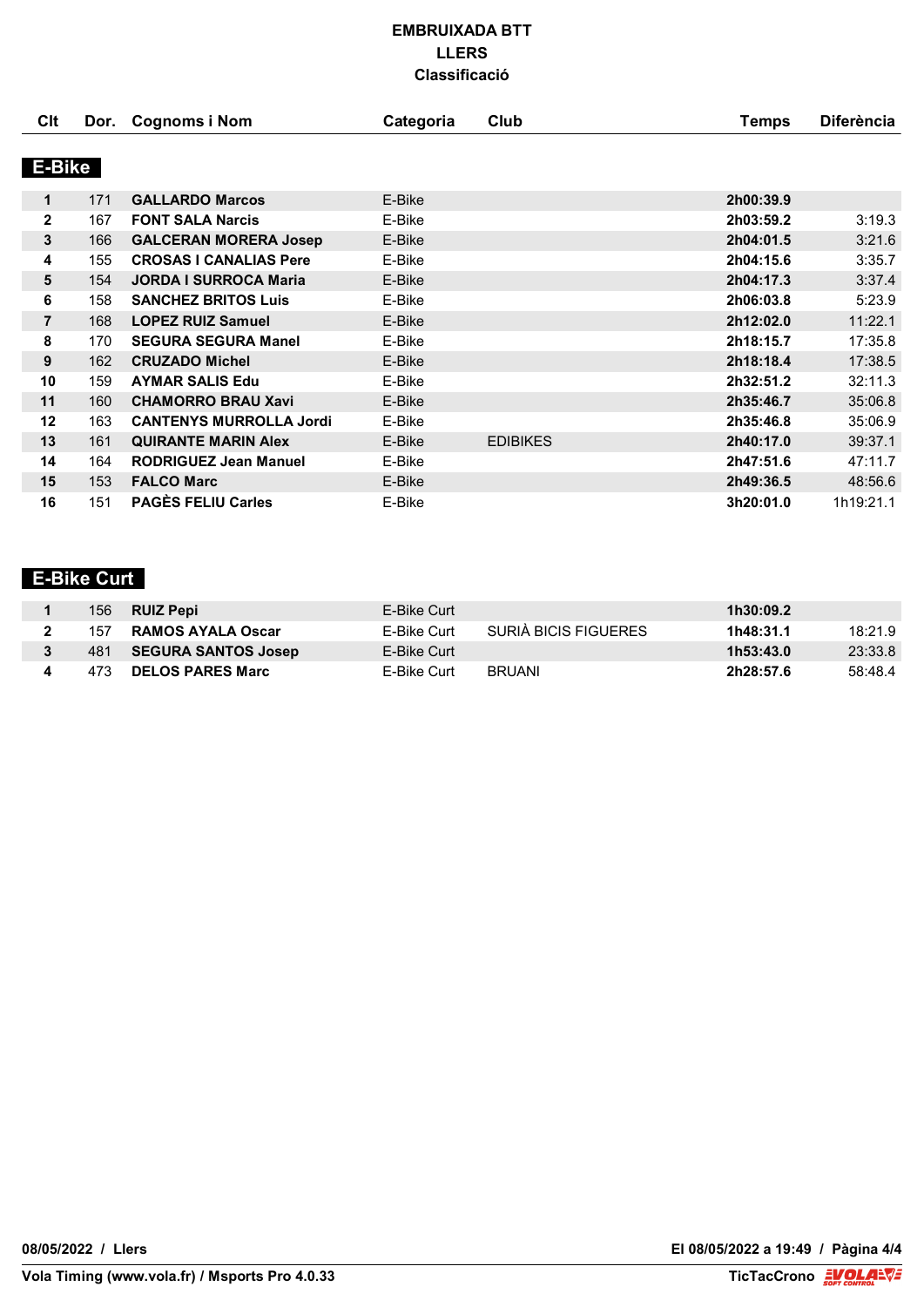**EMBRUIXADA BTT**
**LLERS**
**Classificació**

## E-Bike

| Clt | Dor. | Cognoms i Nom | Categoria | Club | Temps | Diferència |
|---|---|---|---|---|---|---|
| **1** | 171 | **GALLARDO Marcos** | E-Bike | | **2h00:39.9** | |
| **2** | 167 | **FONT SALA Narcis** | E-Bike | | **2h03:59.2** | 3:19.3 |
| **3** | 166 | **GALCERAN MORERA Josep** | E-Bike | | **2h04:01.5** | 3:21.6 |
| **4** | 155 | **CROSAS I CANALIAS Pere** | E-Bike | | **2h04:15.6** | 3:35.7 |
| **5** | 154 | **JORDA I SURROCA Maria** | E-Bike | | **2h04:17.3** | 3:37.4 |
| **6** | 158 | **SANCHEZ BRITOS Luis** | E-Bike | | **2h06:03.8** | 5:23.9 |
| **7** | 168 | **LOPEZ RUIZ Samuel** | E-Bike | | **2h12:02.0** | 11:22.1 |
| **8** | 170 | **SEGURA SEGURA Manel** | E-Bike | | **2h18:15.7** | 17:35.8 |
| **9** | 162 | **CRUZADO Michel** | E-Bike | | **2h18:18.4** | 17:38.5 |
| **10** | 159 | **AYMAR SALIS Edu** | E-Bike | | **2h32:51.2** | 32:11.3 |
| **11** | 160 | **CHAMORRO BRAU Xavi** | E-Bike | | **2h35:46.7** | 35:06.8 |
| **12** | 163 | **CANTENYS MURROLLA Jordi** | E-Bike | | **2h35:46.8** | 35:06.9 |
| **13** | 161 | **QUIRANTE MARIN Alex** | E-Bike | EDIBIKES | **2h40:17.0** | 39:37.1 |
| **14** | 164 | **RODRIGUEZ Jean Manuel** | E-Bike | | **2h47:51.6** | 47:11.7 |
| **15** | 153 | **FALCO Marc** | E-Bike | | **2h49:36.5** | 48:56.6 |
| **16** | 151 | **PAGÈS FELIU Carles** | E-Bike | | **3h20:01.0** | 1h19:21.1 |

## E-Bike Curt

| Clt | Dor. | Cognoms i Nom | Categoria | Club | Temps | Diferència |
|---|---|---|---|---|---|---|
| **1** | 156 | **RUIZ Pepi** | E-Bike Curt | | **1h30:09.2** | |
| **2** | 157 | **RAMOS AYALA Oscar** | E-Bike Curt | SURIÀ BICIS FIGUERES | **1h48:31.1** | 18:21.9 |
| **3** | 481 | **SEGURA SANTOS Josep** | E-Bike Curt | | **1h53:43.0** | 23:33.8 |
| **4** | 473 | **DELOS PARES Marc** | E-Bike Curt | BRUANI | **2h28:57.6** | 58:48.4 |

**08/05/2022 / Llers** — **El 08/05/2022 a 19:49**

**Vola Timing (www.vola.fr) / Msports Pro 4.0.33** — **TicTacCrono**